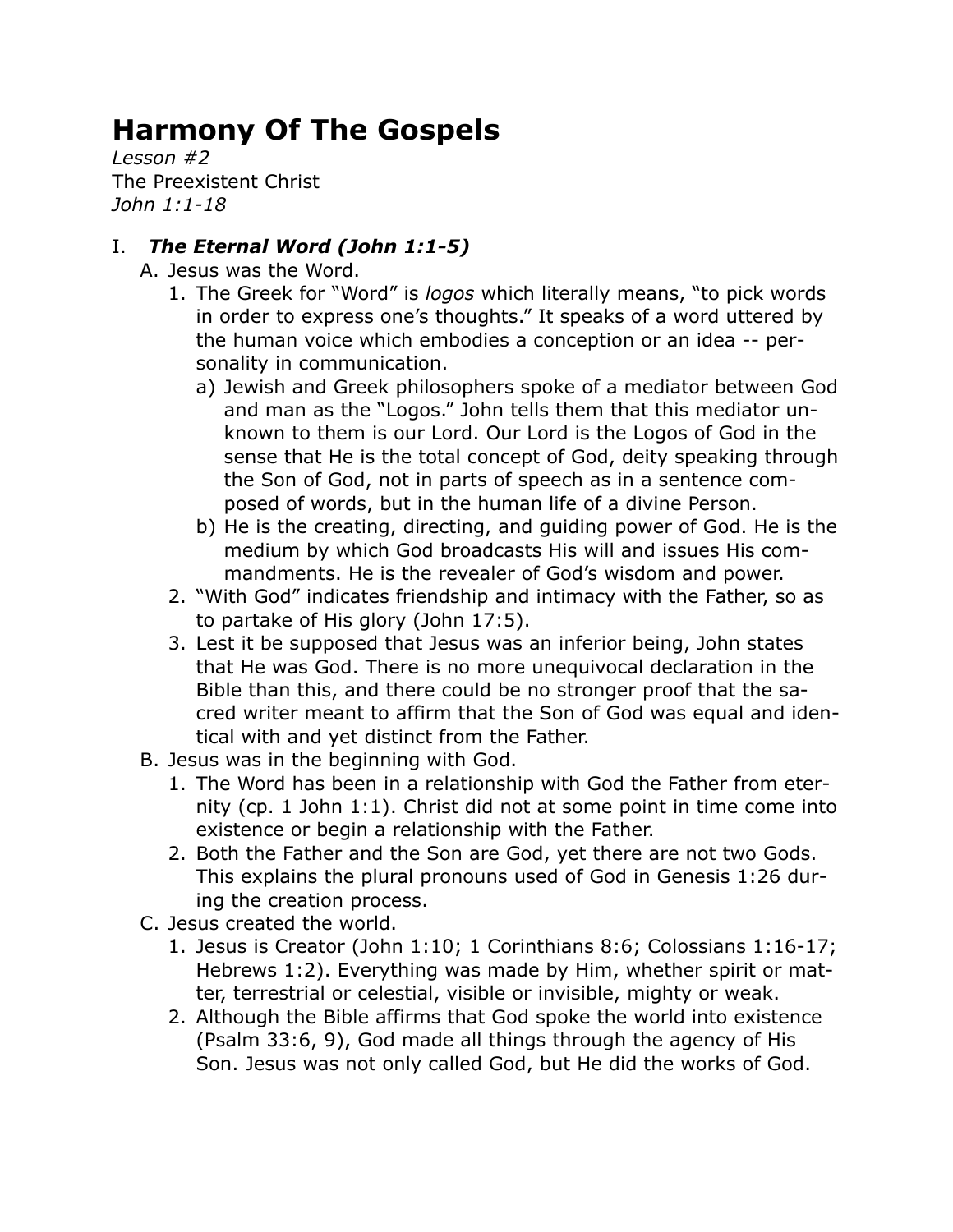# Harmony Of The Gospels

*Lesson #2*
The Preexistent Christ
*John 1:1-18*

## I. ***The Eternal Word (John 1:1-5)***

A. Jesus was the Word.

1. The Greek for "Word" is *logos* which literally means, "to pick words in order to express one's thoughts." It speaks of a word uttered by the human voice which embodies a conception or an idea -- personality in communication.
    a) Jewish and Greek philosophers spoke of a mediator between God and man as the "Logos." John tells them that this mediator unknown to them is our Lord. Our Lord is the Logos of God in the sense that He is the total concept of God, deity speaking through the Son of God, not in parts of speech as in a sentence composed of words, but in the human life of a divine Person.
    b) He is the creating, directing, and guiding power of God. He is the medium by which God broadcasts His will and issues His commandments. He is the revealer of God's wisdom and power.
2. "With God" indicates friendship and intimacy with the Father, so as to partake of His glory (John 17:5).
3. Lest it be supposed that Jesus was an inferior being, John states that He was God. There is no more unequivocal declaration in the Bible than this, and there could be no stronger proof that the sacred writer meant to affirm that the Son of God was equal and identical with and yet distinct from the Father.

B. Jesus was in the beginning with God.

1. The Word has been in a relationship with God the Father from eternity (cp. 1 John 1:1). Christ did not at some point in time come into existence or begin a relationship with the Father.
2. Both the Father and the Son are God, yet there are not two Gods. This explains the plural pronouns used of God in Genesis 1:26 during the creation process.

C. Jesus created the world.

1. Jesus is Creator (John 1:10; 1 Corinthians 8:6; Colossians 1:16-17; Hebrews 1:2). Everything was made by Him, whether spirit or matter, terrestrial or celestial, visible or invisible, mighty or weak.
2. Although the Bible affirms that God spoke the world into existence (Psalm 33:6, 9), God made all things through the agency of His Son. Jesus was not only called God, but He did the works of God.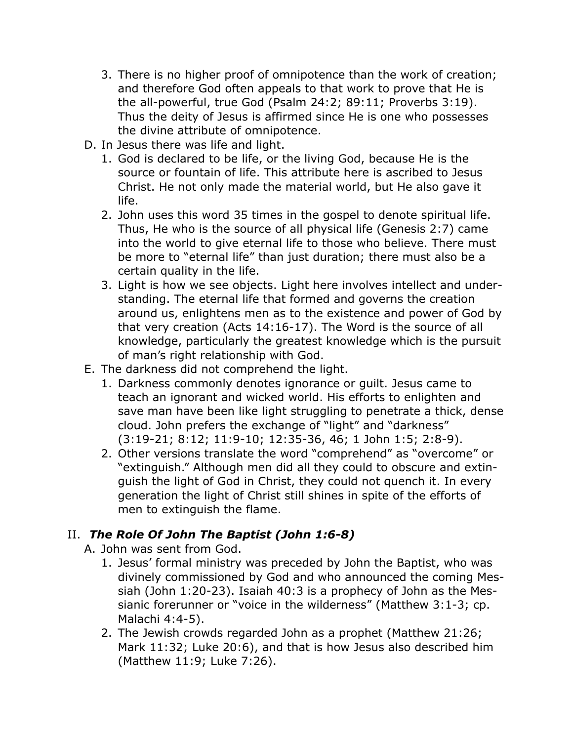3. There is no higher proof of omnipotence than the work of creation; and therefore God often appeals to that work to prove that He is the all-powerful, true God (Psalm 24:2; 89:11; Proverbs 3:19). Thus the deity of Jesus is affirmed since He is one who possesses the divine attribute of omnipotence.

D. In Jesus there was life and light.
   1. God is declared to be life, or the living God, because He is the source or fountain of life. This attribute here is ascribed to Jesus Christ. He not only made the material world, but He also gave it life.
   2. John uses this word 35 times in the gospel to denote spiritual life. Thus, He who is the source of all physical life (Genesis 2:7) came into the world to give eternal life to those who believe. There must be more to "eternal life" than just duration; there must also be a certain quality in the life.
   3. Light is how we see objects. Light here involves intellect and understanding. The eternal life that formed and governs the creation around us, enlightens men as to the existence and power of God by that very creation (Acts 14:16-17). The Word is the source of all knowledge, particularly the greatest knowledge which is the pursuit of man's right relationship with God.

E. The darkness did not comprehend the light.
   1. Darkness commonly denotes ignorance or guilt. Jesus came to teach an ignorant and wicked world. His efforts to enlighten and save man have been like light struggling to penetrate a thick, dense cloud. John prefers the exchange of "light" and "darkness" (3:19-21; 8:12; 11:9-10; 12:35-36, 46; 1 John 1:5; 2:8-9).
   2. Other versions translate the word "comprehend" as "overcome" or "extinguish." Although men did all they could to obscure and extinguish the light of God in Christ, they could not quench it. In every generation the light of Christ still shines in spite of the efforts of men to extinguish the flame.

## II. *The Role Of John The Baptist (John 1:6-8)*

A. John was sent from God.
   1. Jesus' formal ministry was preceded by John the Baptist, who was divinely commissioned by God and who announced the coming Messiah (John 1:20-23). Isaiah 40:3 is a prophecy of John as the Messianic forerunner or "voice in the wilderness" (Matthew 3:1-3; cp. Malachi 4:4-5).
   2. The Jewish crowds regarded John as a prophet (Matthew 21:26; Mark 11:32; Luke 20:6), and that is how Jesus also described him (Matthew 11:9; Luke 7:26).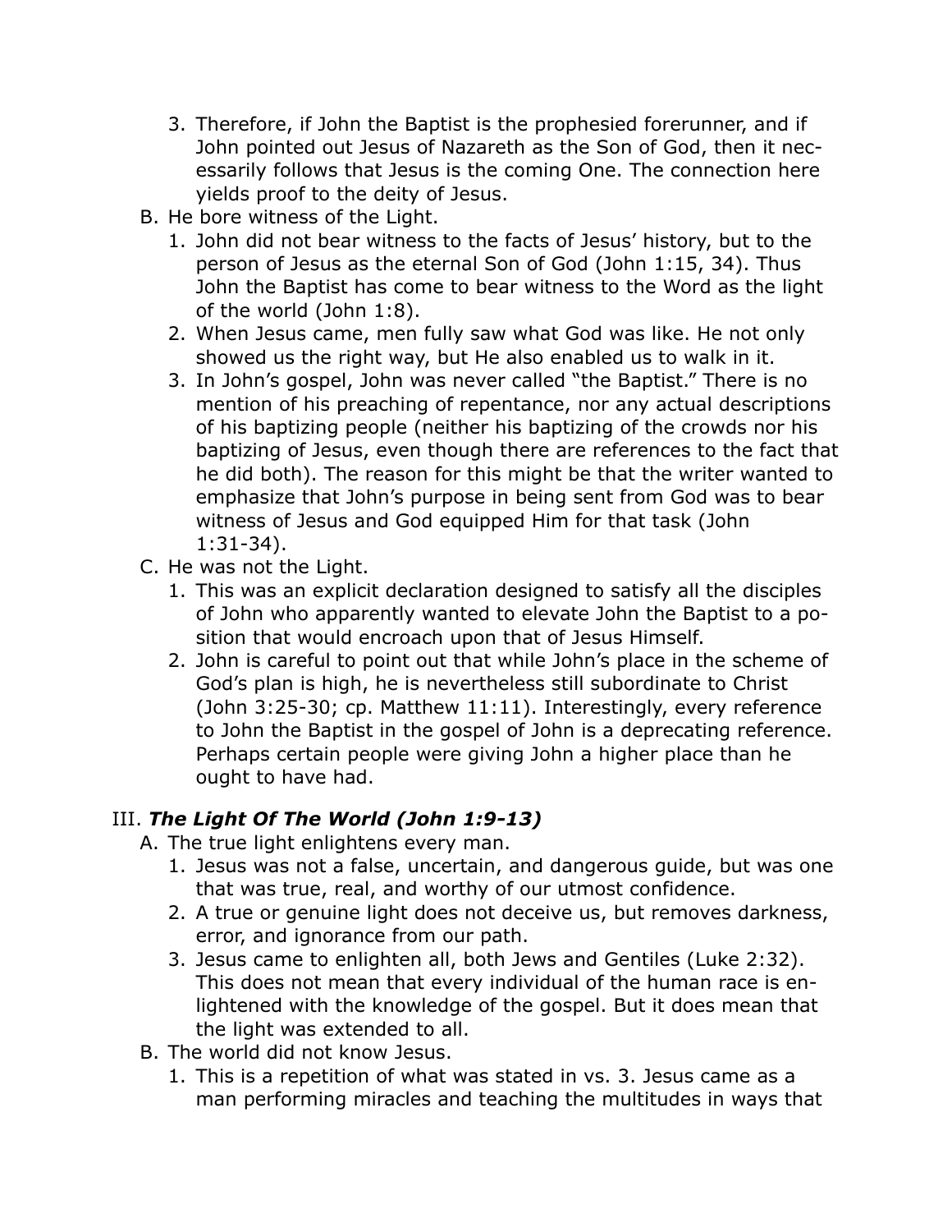3. Therefore, if John the Baptist is the prophesied forerunner, and if John pointed out Jesus of Nazareth as the Son of God, then it necessarily follows that Jesus is the coming One. The connection here yields proof to the deity of Jesus.

B. He bore witness of the Light.

1. John did not bear witness to the facts of Jesus' history, but to the person of Jesus as the eternal Son of God (John 1:15, 34). Thus John the Baptist has come to bear witness to the Word as the light of the world (John 1:8).
2. When Jesus came, men fully saw what God was like. He not only showed us the right way, but He also enabled us to walk in it.
3. In John's gospel, John was never called "the Baptist." There is no mention of his preaching of repentance, nor any actual descriptions of his baptizing people (neither his baptizing of the crowds nor his baptizing of Jesus, even though there are references to the fact that he did both). The reason for this might be that the writer wanted to emphasize that John's purpose in being sent from God was to bear witness of Jesus and God equipped Him for that task (John 1:31-34).

C. He was not the Light.

1. This was an explicit declaration designed to satisfy all the disciples of John who apparently wanted to elevate John the Baptist to a position that would encroach upon that of Jesus Himself.
2. John is careful to point out that while John's place in the scheme of God's plan is high, he is nevertheless still subordinate to Christ (John 3:25-30; cp. Matthew 11:11). Interestingly, every reference to John the Baptist in the gospel of John is a deprecating reference. Perhaps certain people were giving John a higher place than he ought to have had.

## III. ***The Light Of The World (John 1:9-13)***

A. The true light enlightens every man.

1. Jesus was not a false, uncertain, and dangerous guide, but was one that was true, real, and worthy of our utmost confidence.
2. A true or genuine light does not deceive us, but removes darkness, error, and ignorance from our path.
3. Jesus came to enlighten all, both Jews and Gentiles (Luke 2:32). This does not mean that every individual of the human race is enlightened with the knowledge of the gospel. But it does mean that the light was extended to all.

B. The world did not know Jesus.

1. This is a repetition of what was stated in vs. 3. Jesus came as a man performing miracles and teaching the multitudes in ways that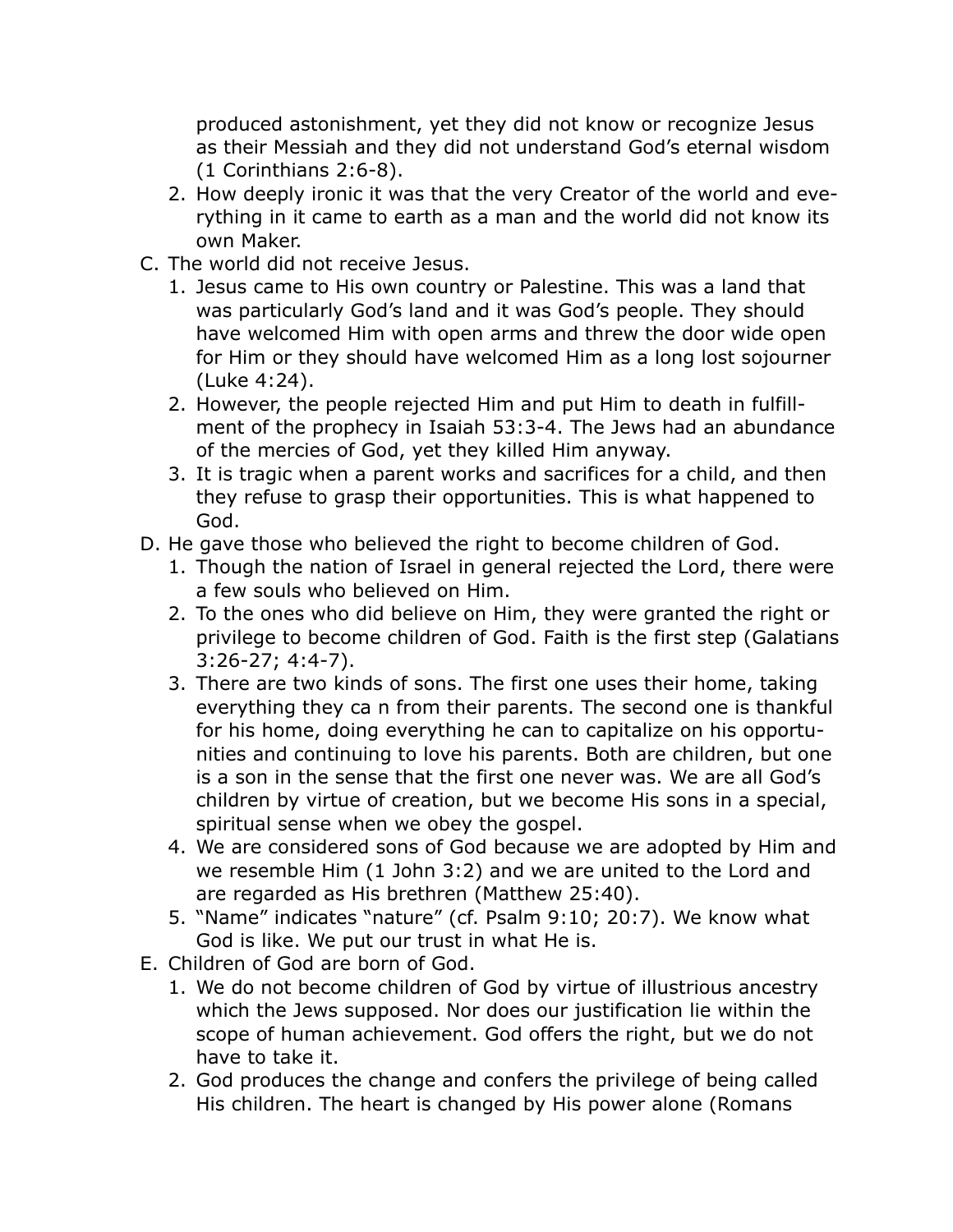produced astonishment, yet they did not know or recognize Jesus as their Messiah and they did not understand God's eternal wisdom (1 Corinthians 2:6-8).

2. How deeply ironic it was that the very Creator of the world and everything in it came to earth as a man and the world did not know its own Maker.

C. The world did not receive Jesus.
   1. Jesus came to His own country or Palestine. This was a land that was particularly God's land and it was God's people. They should have welcomed Him with open arms and threw the door wide open for Him or they should have welcomed Him as a long lost sojourner (Luke 4:24).
   2. However, the people rejected Him and put Him to death in fulfillment of the prophecy in Isaiah 53:3-4. The Jews had an abundance of the mercies of God, yet they killed Him anyway.
   3. It is tragic when a parent works and sacrifices for a child, and then they refuse to grasp their opportunities. This is what happened to God.

D. He gave those who believed the right to become children of God.
   1. Though the nation of Israel in general rejected the Lord, there were a few souls who believed on Him.
   2. To the ones who did believe on Him, they were granted the right or privilege to become children of God. Faith is the first step (Galatians 3:26-27; 4:4-7).
   3. There are two kinds of sons. The first one uses their home, taking everything they ca n from their parents. The second one is thankful for his home, doing everything he can to capitalize on his opportunities and continuing to love his parents. Both are children, but one is a son in the sense that the first one never was. We are all God's children by virtue of creation, but we become His sons in a special, spiritual sense when we obey the gospel.
   4. We are considered sons of God because we are adopted by Him and we resemble Him (1 John 3:2) and we are united to the Lord and are regarded as His brethren (Matthew 25:40).
   5. "Name" indicates "nature" (cf. Psalm 9:10; 20:7). We know what God is like. We put our trust in what He is.

E. Children of God are born of God.
   1. We do not become children of God by virtue of illustrious ancestry which the Jews supposed. Nor does our justification lie within the scope of human achievement. God offers the right, but we do not have to take it.
   2. God produces the change and confers the privilege of being called His children. The heart is changed by His power alone (Romans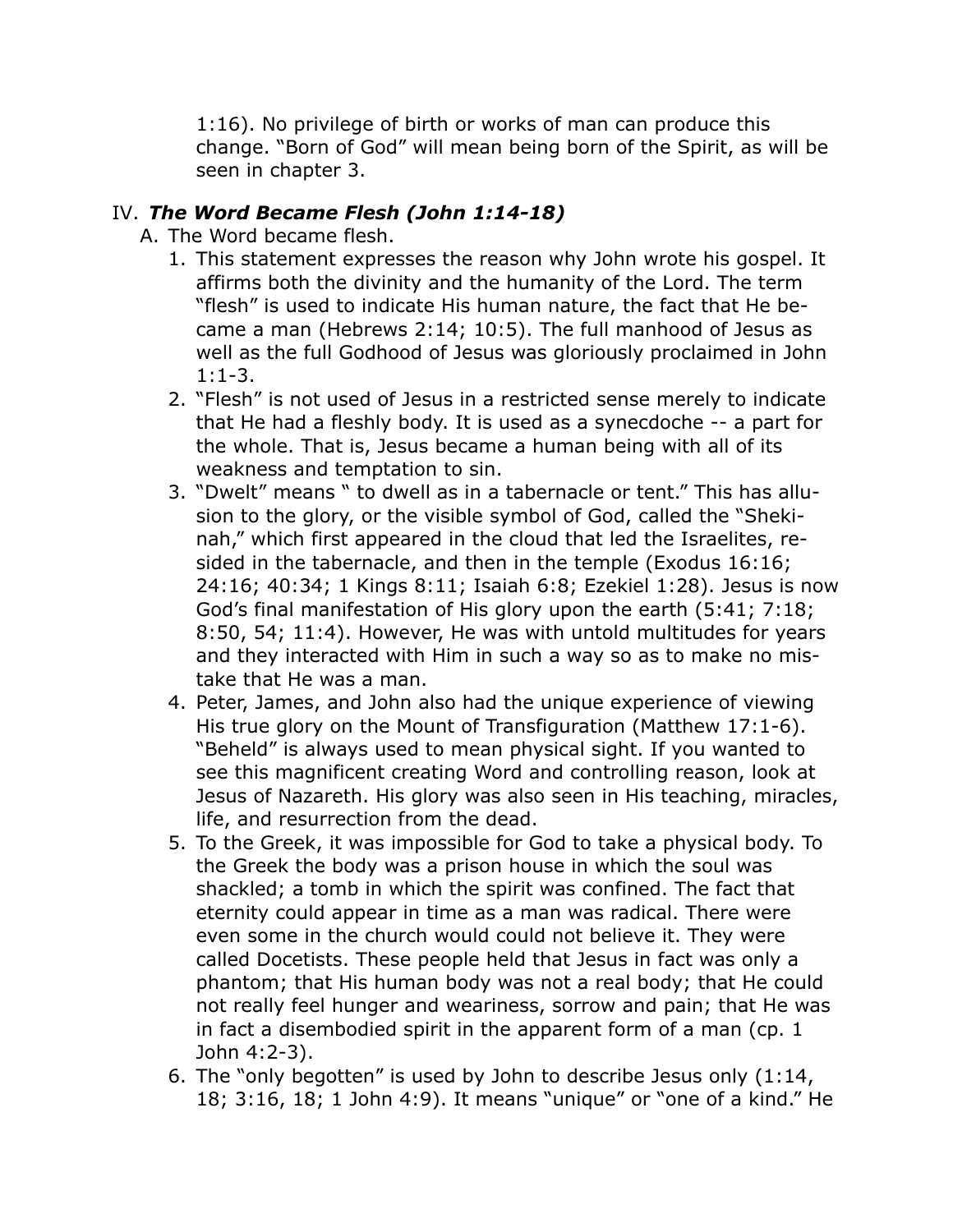1:16). No privilege of birth or works of man can produce this change. "Born of God" will mean being born of the Spirit, as will be seen in chapter 3.

IV. ***The Word Became Flesh (John 1:14-18)***

A. The Word became flesh.

1. This statement expresses the reason why John wrote his gospel. It affirms both the divinity and the humanity of the Lord. The term "flesh" is used to indicate His human nature, the fact that He became a man (Hebrews 2:14; 10:5). The full manhood of Jesus as well as the full Godhood of Jesus was gloriously proclaimed in John 1:1-3.
2. "Flesh" is not used of Jesus in a restricted sense merely to indicate that He had a fleshly body. It is used as a synecdoche -- a part for the whole. That is, Jesus became a human being with all of its weakness and temptation to sin.
3. "Dwelt" means " to dwell as in a tabernacle or tent." This has allusion to the glory, or the visible symbol of God, called the "Shekinah," which first appeared in the cloud that led the Israelites, resided in the tabernacle, and then in the temple (Exodus 16:16; 24:16; 40:34; 1 Kings 8:11; Isaiah 6:8; Ezekiel 1:28). Jesus is now God's final manifestation of His glory upon the earth (5:41; 7:18; 8:50, 54; 11:4). However, He was with untold multitudes for years and they interacted with Him in such a way so as to make no mistake that He was a man.
4. Peter, James, and John also had the unique experience of viewing His true glory on the Mount of Transfiguration (Matthew 17:1-6). "Beheld" is always used to mean physical sight. If you wanted to see this magnificent creating Word and controlling reason, look at Jesus of Nazareth. His glory was also seen in His teaching, miracles, life, and resurrection from the dead.
5. To the Greek, it was impossible for God to take a physical body. To the Greek the body was a prison house in which the soul was shackled; a tomb in which the spirit was confined. The fact that eternity could appear in time as a man was radical. There were even some in the church would could not believe it. They were called Docetists. These people held that Jesus in fact was only a phantom; that His human body was not a real body; that He could not really feel hunger and weariness, sorrow and pain; that He was in fact a disembodied spirit in the apparent form of a man (cp. 1 John 4:2-3).
6. The "only begotten" is used by John to describe Jesus only (1:14, 18; 3:16, 18; 1 John 4:9). It means "unique" or "one of a kind." He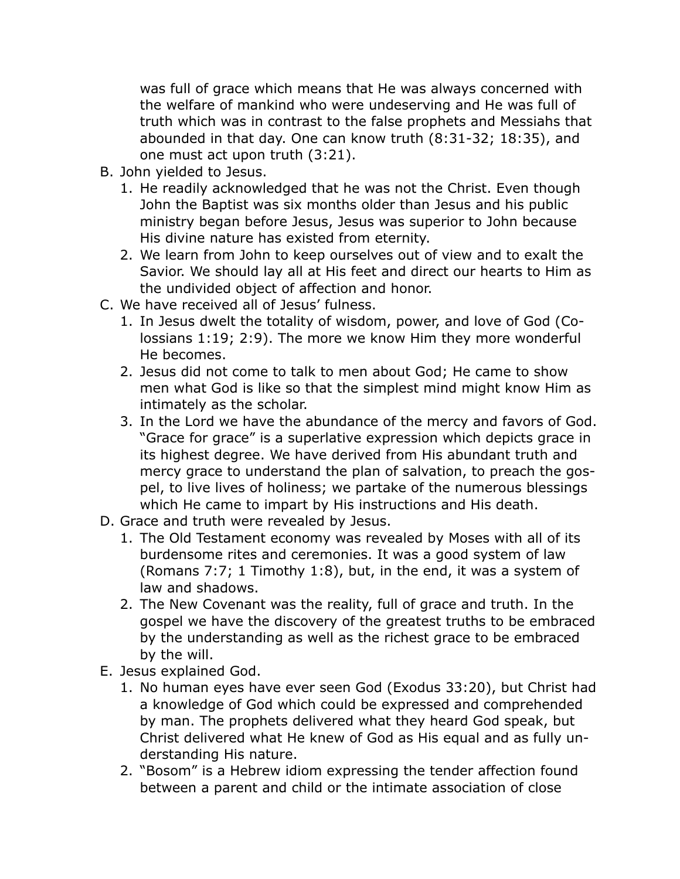was full of grace which means that He was always concerned with the welfare of mankind who were undeserving and He was full of truth which was in contrast to the false prophets and Messiahs that abounded in that day. One can know truth (8:31-32; 18:35), and one must act upon truth (3:21).

B. John yielded to Jesus.
   1. He readily acknowledged that he was not the Christ. Even though John the Baptist was six months older than Jesus and his public ministry began before Jesus, Jesus was superior to John because His divine nature has existed from eternity.
   2. We learn from John to keep ourselves out of view and to exalt the Savior. We should lay all at His feet and direct our hearts to Him as the undivided object of affection and honor.
C. We have received all of Jesus' fulness.
   1. In Jesus dwelt the totality of wisdom, power, and love of God (Colossians 1:19; 2:9). The more we know Him they more wonderful He becomes.
   2. Jesus did not come to talk to men about God; He came to show men what God is like so that the simplest mind might know Him as intimately as the scholar.
   3. In the Lord we have the abundance of the mercy and favors of God. "Grace for grace" is a superlative expression which depicts grace in its highest degree. We have derived from His abundant truth and mercy grace to understand the plan of salvation, to preach the gospel, to live lives of holiness; we partake of the numerous blessings which He came to impart by His instructions and His death.
D. Grace and truth were revealed by Jesus.
   1. The Old Testament economy was revealed by Moses with all of its burdensome rites and ceremonies. It was a good system of law (Romans 7:7; 1 Timothy 1:8), but, in the end, it was a system of law and shadows.
   2. The New Covenant was the reality, full of grace and truth. In the gospel we have the discovery of the greatest truths to be embraced by the understanding as well as the richest grace to be embraced by the will.
E. Jesus explained God.
   1. No human eyes have ever seen God (Exodus 33:20), but Christ had a knowledge of God which could be expressed and comprehended by man. The prophets delivered what they heard God speak, but Christ delivered what He knew of God as His equal and as fully understanding His nature.
   2. "Bosom" is a Hebrew idiom expressing the tender affection found between a parent and child or the intimate association of close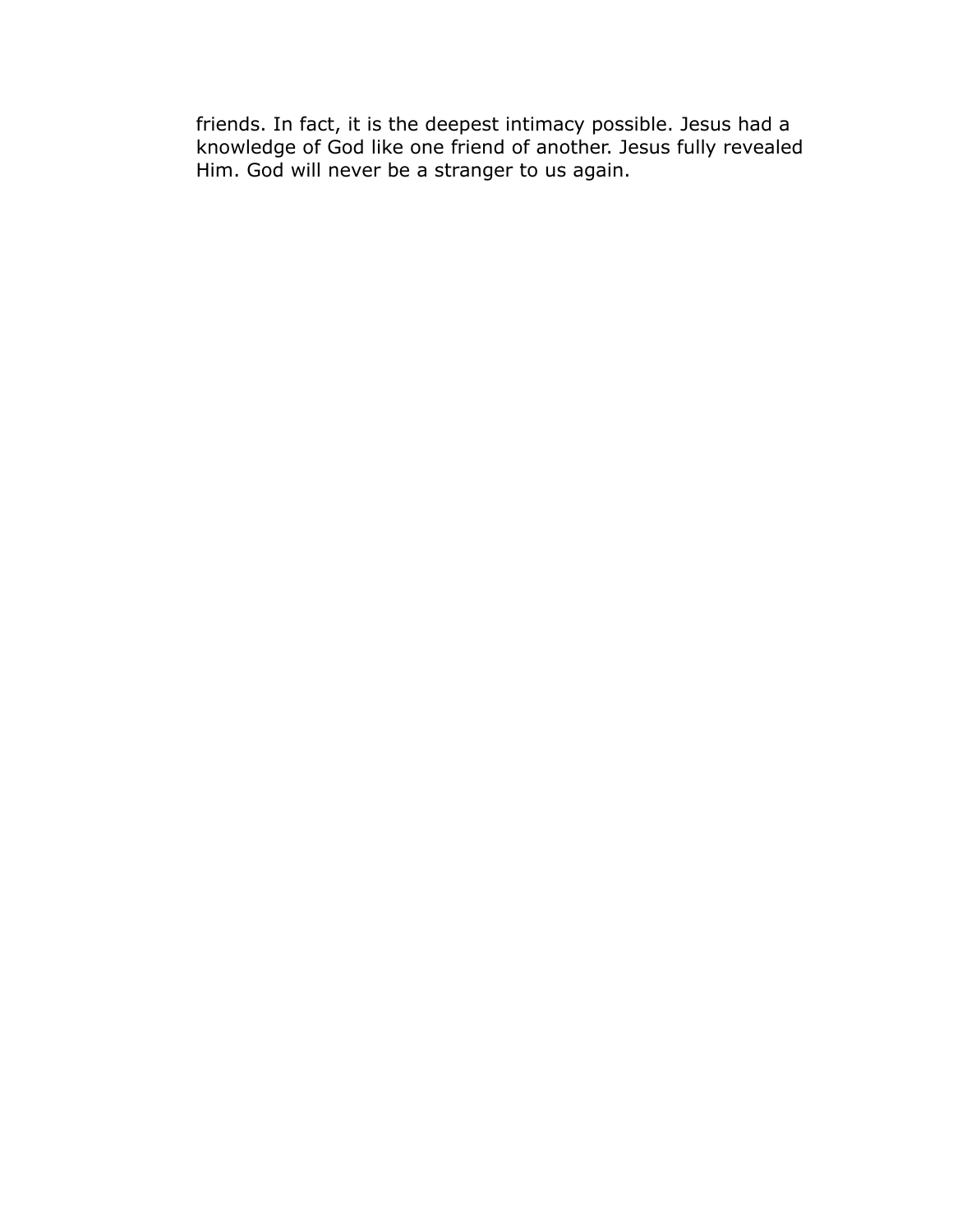friends. In fact, it is the deepest intimacy possible. Jesus had a knowledge of God like one friend of another. Jesus fully revealed Him. God will never be a stranger to us again.